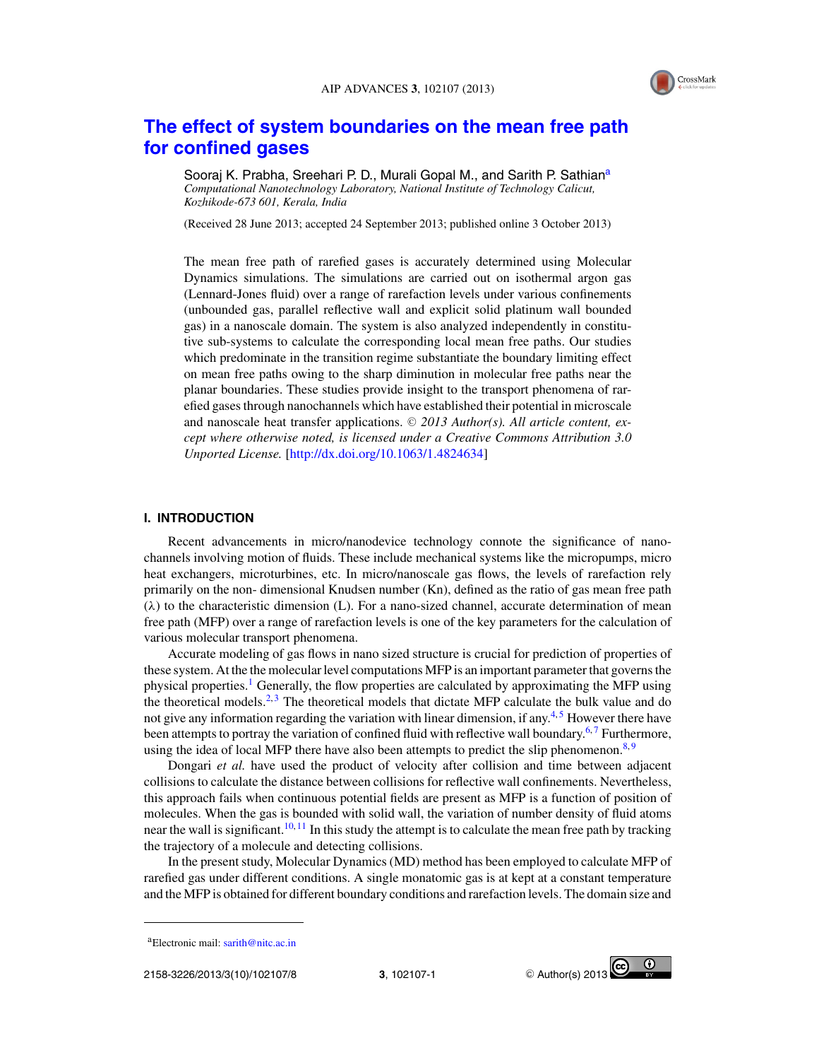# The effect of system boundaries on the mean free path for confined gases

Sooraj K. Prabha, Sreehari P. D., Murali Gopal M., and Sarith P. Sathian[a]

*Computational Nanotechnology Laboratory, National Institute of Technology Calicut, Kozhikode-673 601, Kerala, India*

(Received 28 June 2013; accepted 24 September 2013; published online 3 October 2013)

The mean free path of rarefied gases is accurately determined using Molecular Dynamics simulations. The simulations are carried out on isothermal argon gas (Lennard-Jones fluid) over a range of rarefaction levels under various confinements (unbounded gas, parallel reflective wall and explicit solid platinum wall bounded gas) in a nanoscale domain. The system is also analyzed independently in constitutive sub-systems to calculate the corresponding local mean free paths. Our studies which predominate in the transition regime substantiate the boundary limiting effect on mean free paths owing to the sharp diminution in molecular free paths near the planar boundaries. These studies provide insight to the transport phenomena of rarefied gases through nanochannels which have established their potential in microscale and nanoscale heat transfer applications. © *2013 Author(s). All article content, except where otherwise noted, is licensed under a Creative Commons Attribution 3.0 Unported License.* [http://dx.doi.org/10.1063/1.4824634]

## I. INTRODUCTION

Recent advancements in micro/nanodevice technology connote the significance of nanochannels involving motion of fluids. These include mechanical systems like the micropumps, micro heat exchangers, microturbines, etc. In micro/nanoscale gas flows, the levels of rarefaction rely primarily on the non- dimensional Knudsen number (Kn), defined as the ratio of gas mean free path ($\lambda$) to the characteristic dimension (L). For a nano-sized channel, accurate determination of mean free path (MFP) over a range of rarefaction levels is one of the key parameters for the calculation of various molecular transport phenomena.

Accurate modeling of gas flows in nano sized structure is crucial for prediction of properties of these system. At the the molecular level computations MFP is an important parameter that governs the physical properties.[1] Generally, the flow properties are calculated by approximating the MFP using the theoretical models.[2,3] The theoretical models that dictate MFP calculate the bulk value and do not give any information regarding the variation with linear dimension, if any.[4,5] However there have been attempts to portray the variation of confined fluid with reflective wall boundary.[6,7] Furthermore, using the idea of local MFP there have also been attempts to predict the slip phenomenon.[8,9]

Dongari *et al.* have used the product of velocity after collision and time between adjacent collisions to calculate the distance between collisions for reflective wall confinements. Nevertheless, this approach fails when continuous potential fields are present as MFP is a function of position of molecules. When the gas is bounded with solid wall, the variation of number density of fluid atoms near the wall is significant.[10,11] In this study the attempt is to calculate the mean free path by tracking the trajectory of a molecule and detecting collisions.

In the present study, Molecular Dynamics (MD) method has been employed to calculate MFP of rarefied gas under different conditions. A single monatomic gas is at kept at a constant temperature and the MFP is obtained for different boundary conditions and rarefaction levels. The domain size and

---

[a]Electronic mail: sarith@nitc.ac.in

2158-3226/2013/3(10)/102107/8 © Author(s) 2013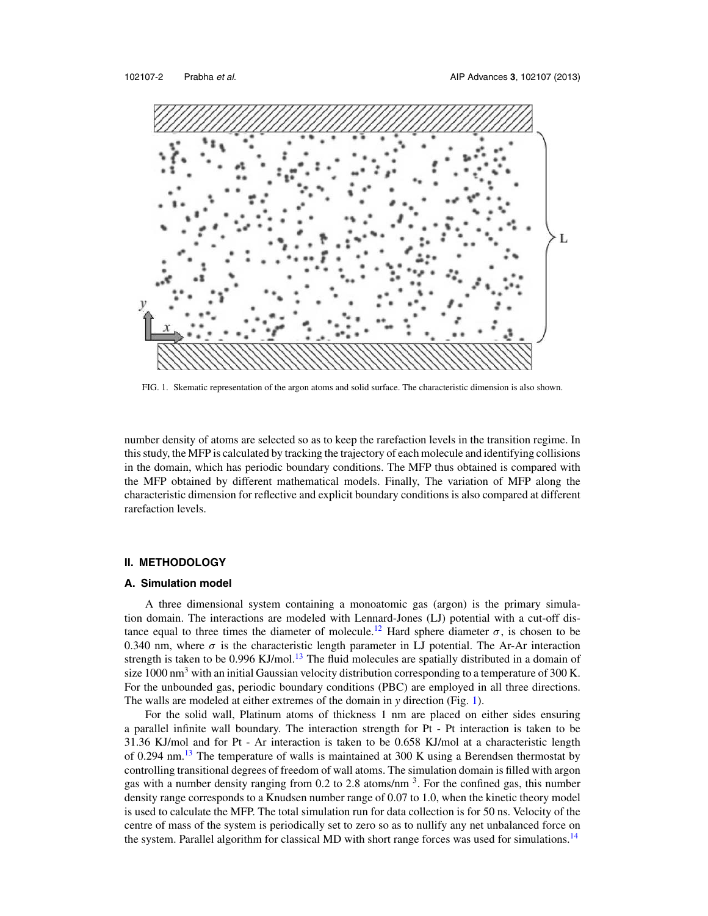L

y

x

FIG. 1. Skematic representation of the argon atoms and solid surface. The characteristic dimension is also shown.

number density of atoms are selected so as to keep the rarefaction levels in the transition regime. In this study, the MFP is calculated by tracking the trajectory of each molecule and identifying collisions in the domain, which has periodic boundary conditions. The MFP thus obtained is compared with the MFP obtained by different mathematical models. Finally, The variation of MFP along the characteristic dimension for reflective and explicit boundary conditions is also compared at different rarefaction levels.

## II. METHODOLOGY

### A. Simulation model

A three dimensional system containing a monoatomic gas (argon) is the primary simulation domain. The interactions are modeled with Lennard-Jones (LJ) potential with a cut-off distance equal to three times the diameter of molecule.[12] Hard sphere diameter $\sigma$, is chosen to be 0.340 nm, where $\sigma$ is the characteristic length parameter in LJ potential. The Ar-Ar interaction strength is taken to be 0.996 KJ/mol.[13] The fluid molecules are spatially distributed in a domain of size 1000 $nm^3$ with an initial Gaussian velocity distribution corresponding to a temperature of 300 K. For the unbounded gas, periodic boundary conditions (PBC) are employed in all three directions. The walls are modeled at either extremes of the domain in $y$ direction (Fig. 1).

For the solid wall, Platinum atoms of thickness 1 nm are placed on either sides ensuring a parallel infinite wall boundary. The interaction strength for Pt - Pt interaction is taken to be 31.36 KJ/mol and for Pt - Ar interaction is taken to be 0.658 KJ/mol at a characteristic length of 0.294 nm.[13] The temperature of walls is maintained at 300 K using a Berendsen thermostat by controlling transitional degrees of freedom of wall atoms. The simulation domain is filled with argon gas with a number density ranging from 0.2 to 2.8 atoms/$nm^3$. For the confined gas, this number density range corresponds to a Knudsen number range of 0.07 to 1.0, when the kinetic theory model is used to calculate the MFP. The total simulation run for data collection is for 50 ns. Velocity of the centre of mass of the system is periodically set to zero so as to nullify any net unbalanced force on the system. Parallel algorithm for classical MD with short range forces was used for simulations.[14]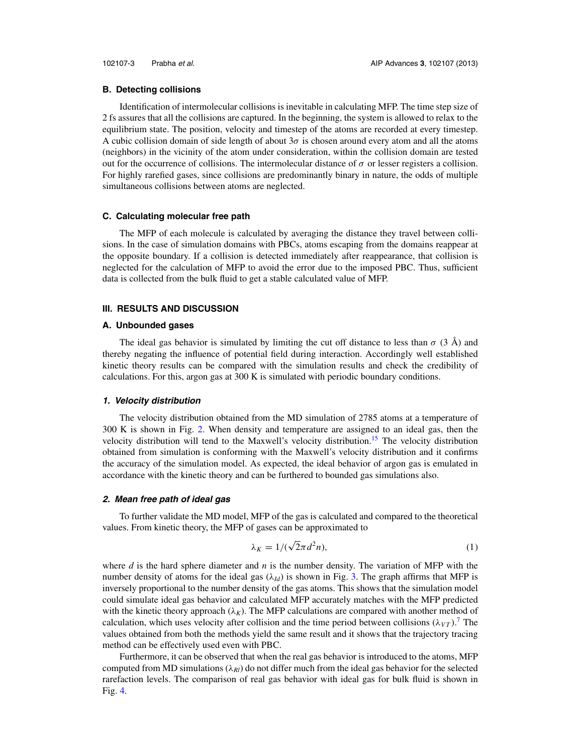### B. Detecting collisions

Identification of intermolecular collisions is inevitable in calculating MFP. The time step size of 2 fs assures that all the collisions are captured. In the beginning, the system is allowed to relax to the equilibrium state. The position, velocity and timestep of the atoms are recorded at every timestep. A cubic collision domain of side length of about $3\sigma$ is chosen around every atom and all the atoms (neighbors) in the vicinity of the atom under consideration, within the collision domain are tested out for the occurrence of collisions. The intermolecular distance of $\sigma$ or lesser registers a collision. For highly rarefied gases, since collisions are predominantly binary in nature, the odds of multiple simultaneous collisions between atoms are neglected.

### C. Calculating molecular free path

The MFP of each molecule is calculated by averaging the distance they travel between collisions. In the case of simulation domains with PBCs, atoms escaping from the domains reappear at the opposite boundary. If a collision is detected immediately after reappearance, that collision is neglected for the calculation of MFP to avoid the error due to the imposed PBC. Thus, sufficient data is collected from the bulk fluid to get a stable calculated value of MFP.

## III. RESULTS AND DISCUSSION

### A. Unbounded gases

The ideal gas behavior is simulated by limiting the cut off distance to less than $\sigma$ (3 Å) and thereby negating the influence of potential field during interaction. Accordingly well established kinetic theory results can be compared with the simulation results and check the credibility of calculations. For this, argon gas at 300 K is simulated with periodic boundary conditions.

#### *1. Velocity distribution*

The velocity distribution obtained from the MD simulation of 2785 atoms at a temperature of 300 K is shown in Fig. 2. When density and temperature are assigned to an ideal gas, then the velocity distribution will tend to the Maxwell's velocity distribution.[15] The velocity distribution obtained from simulation is conforming with the Maxwell's velocity distribution and it confirms the accuracy of the simulation model. As expected, the ideal behavior of argon gas is emulated in accordance with the kinetic theory and can be furthered to bounded gas simulations also.

#### *2. Mean free path of ideal gas*

To further validate the MD model, MFP of the gas is calculated and compared to the theoretical values. From kinetic theory, the MFP of gases can be approximated to

$$\lambda_K = 1/(\sqrt{2}\pi d^2 n), \tag{1}$$

where $d$ is the hard sphere diameter and $n$ is the number density. The variation of MFP with the number density of atoms for the ideal gas ($\lambda_{Id}$) is shown in Fig. 3. The graph affirms that MFP is inversely proportional to the number density of the gas atoms. This shows that the simulation model could simulate ideal gas behavior and calculated MFP accurately matches with the MFP predicted with the kinetic theory approach ($\lambda_K$). The MFP calculations are compared with another method of calculation, which uses velocity after collision and the time period between collisions ($\lambda_{VT}$).[7] The values obtained from both the methods yield the same result and it shows that the trajectory tracing method can be effectively used even with PBC.

Furthermore, it can be observed that when the real gas behavior is introduced to the atoms, MFP computed from MD simulations ($\lambda_{Rl}$) do not differ much from the ideal gas behavior for the selected rarefaction levels. The comparison of real gas behavior with ideal gas for bulk fluid is shown in Fig. 4.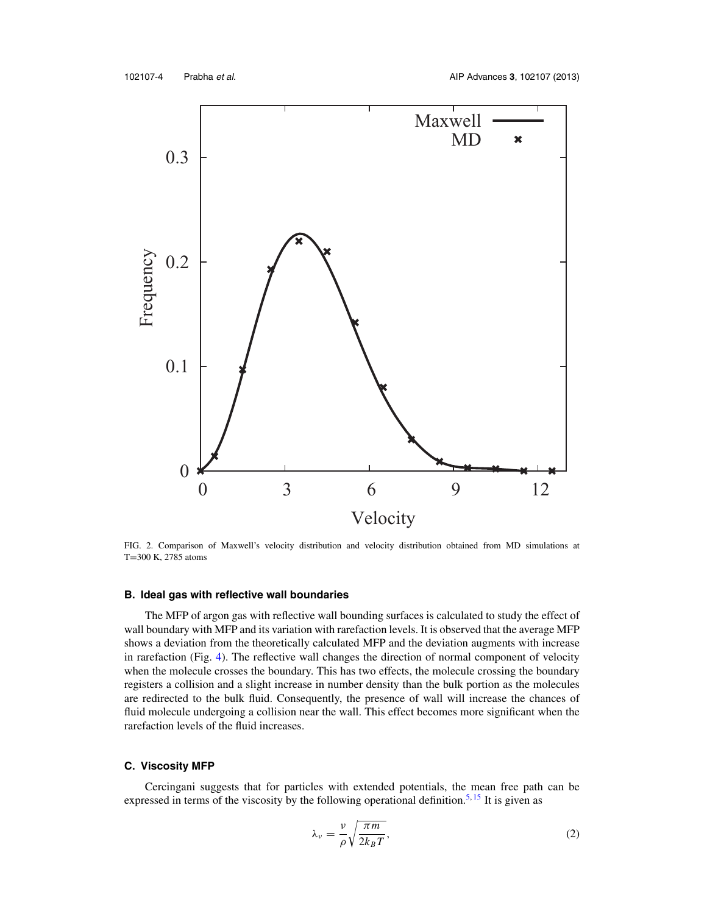Maxwell
MD
0.3
0.2
0.1
0
Frequency
0
3
6
9
12
Velocity

FIG. 2. Comparison of Maxwell's velocity distribution and velocity distribution obtained from MD simulations at T=300 K, 2785 atoms

### B. Ideal gas with reflective wall boundaries

The MFP of argon gas with reflective wall bounding surfaces is calculated to study the effect of wall boundary with MFP and its variation with rarefaction levels. It is observed that the average MFP shows a deviation from the theoretically calculated MFP and the deviation augments with increase in rarefaction (Fig. 4). The reflective wall changes the direction of normal component of velocity when the molecule crosses the boundary. This has two effects, the molecule crossing the boundary registers a collision and a slight increase in number density than the bulk portion as the molecules are redirected to the bulk fluid. Consequently, the presence of wall will increase the chances of fluid molecule undergoing a collision near the wall. This effect becomes more significant when the rarefaction levels of the fluid increases.

### C. Viscosity MFP

Cercingani suggests that for particles with extended potentials, the mean free path can be expressed in terms of the viscosity by the following operational definition.[5,15] It is given as

$$\lambda_\nu = \frac{\nu}{\rho}\sqrt{\frac{\pi m}{2k_B T}}, \tag{2}$$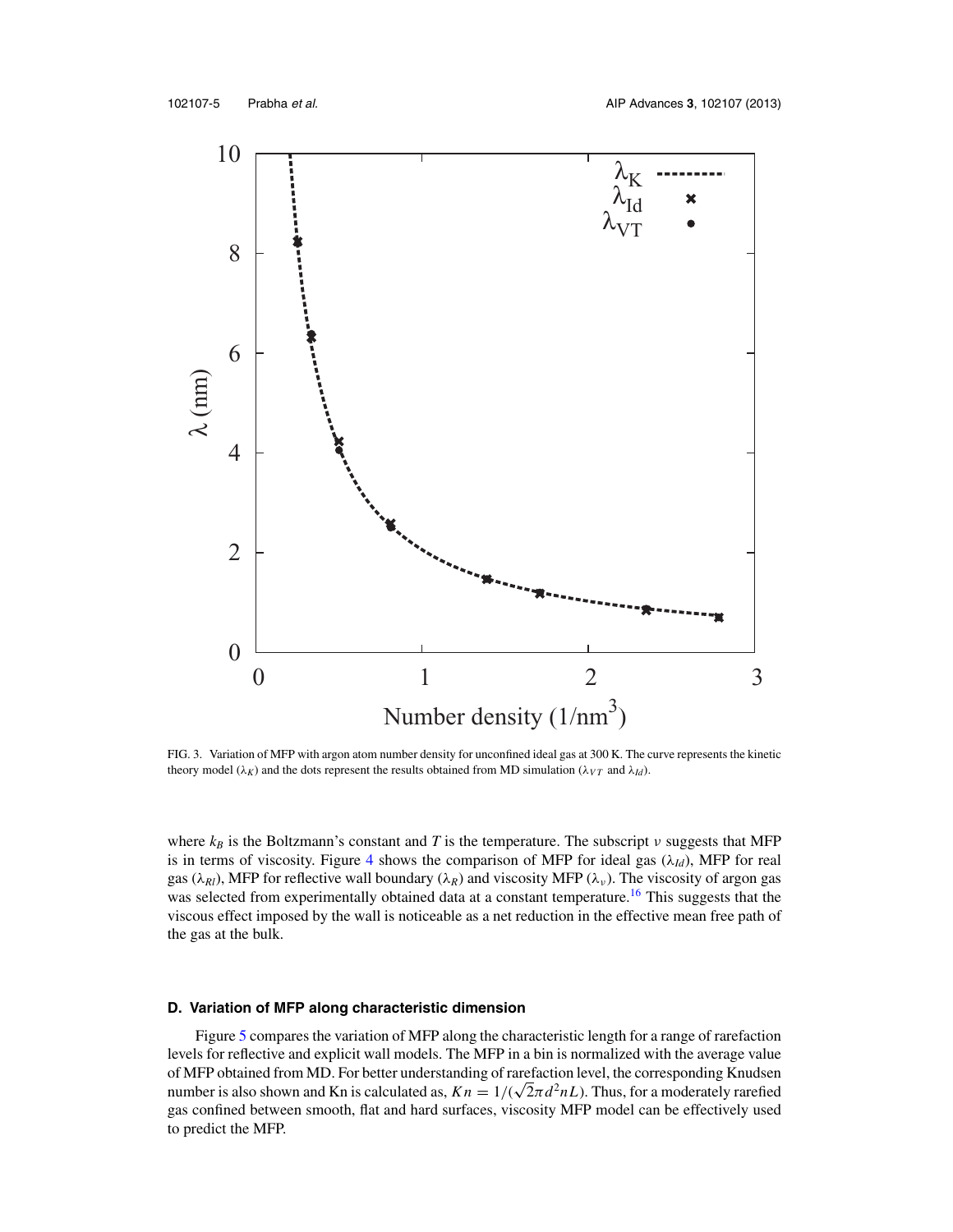10

8

6

4

2

0

0

1

2

3

λ (nm)

Number density (1/nm$^3$)

$\lambda_K$

$\lambda_{Id}$

$\lambda_{VT}$

FIG. 3. Variation of MFP with argon atom number density for unconfined ideal gas at 300 K. The curve represents the kinetic theory model ($\lambda_K$) and the dots represent the results obtained from MD simulation ($\lambda_{VT}$ and $\lambda_{Id}$).

where $k_B$ is the Boltzmann's constant and $T$ is the temperature. The subscript $\nu$ suggests that MFP is in terms of viscosity. Figure 4 shows the comparison of MFP for ideal gas ($\lambda_{Id}$), MFP for real gas ($\lambda_{Rl}$), MFP for reflective wall boundary ($\lambda_R$) and viscosity MFP ($\lambda_\nu$). The viscosity of argon gas was selected from experimentally obtained data at a constant temperature.[16] This suggests that the viscous effect imposed by the wall is noticeable as a net reduction in the effective mean free path of the gas at the bulk.

### D. Variation of MFP along characteristic dimension

Figure 5 compares the variation of MFP along the characteristic length for a range of rarefaction levels for reflective and explicit wall models. The MFP in a bin is normalized with the average value of MFP obtained from MD. For better understanding of rarefaction level, the corresponding Knudsen number is also shown and Kn is calculated as, $Kn = 1/(\sqrt{2}\pi d^2 nL)$. Thus, for a moderately rarefied gas confined between smooth, flat and hard surfaces, viscosity MFP model can be effectively used to predict the MFP.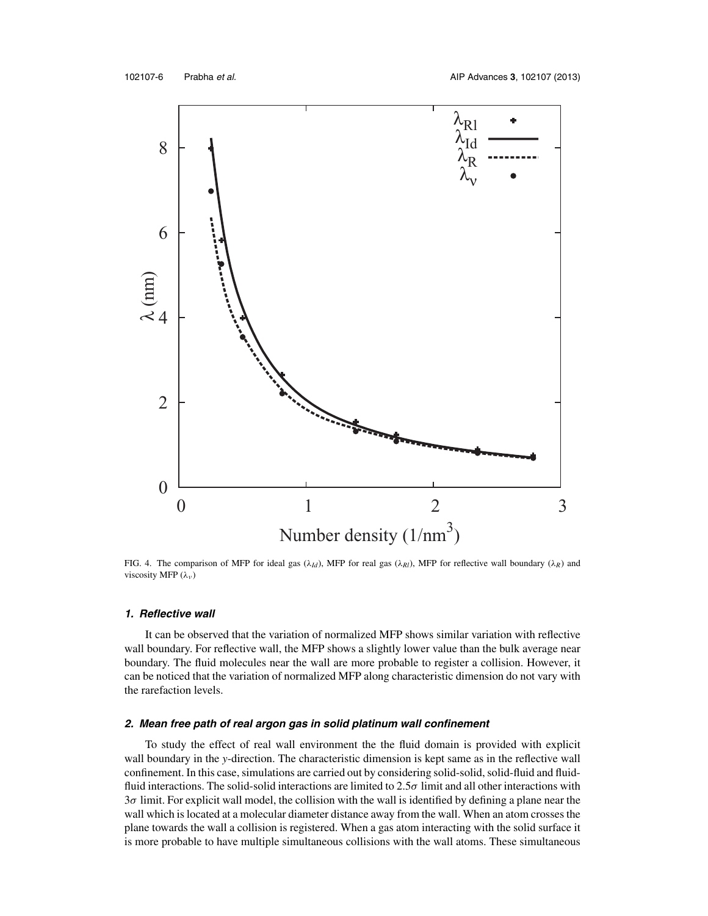$\lambda_{Rl}$
$\lambda_{Id}$
$\lambda_R$
$\lambda_\nu$

$\lambda$ (nm)

0
2
4
6
8

0
1
2
3

Number density (1/nm$^3$)

FIG. 4. The comparison of MFP for ideal gas ($\lambda_{Id}$), MFP for real gas ($\lambda_{Rl}$), MFP for reflective wall boundary ($\lambda_R$) and viscosity MFP ($\lambda_\nu$)

#### *1. Reflective wall*

It can be observed that the variation of normalized MFP shows similar variation with reflective wall boundary. For reflective wall, the MFP shows a slightly lower value than the bulk average near boundary. The fluid molecules near the wall are more probable to register a collision. However, it can be noticed that the variation of normalized MFP along characteristic dimension do not vary with the rarefaction levels.

#### *2. Mean free path of real argon gas in solid platinum wall confinement*

To study the effect of real wall environment the the fluid domain is provided with explicit wall boundary in the *y*-direction. The characteristic dimension is kept same as in the reflective wall confinement. In this case, simulations are carried out by considering solid-solid, solid-fluid and fluid-fluid interactions. The solid-solid interactions are limited to $2.5\sigma$ limit and all other interactions with $3\sigma$ limit. For explicit wall model, the collision with the wall is identified by defining a plane near the wall which is located at a molecular diameter distance away from the wall. When an atom crosses the plane towards the wall a collision is registered. When a gas atom interacting with the solid surface it is more probable to have multiple simultaneous collisions with the wall atoms. These simultaneous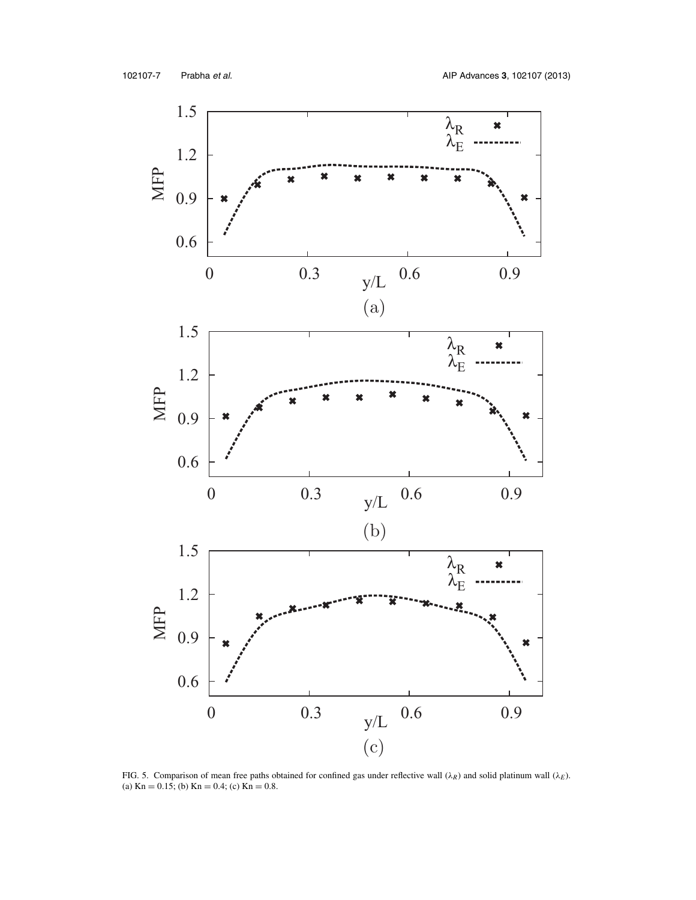MFP

1.5

1.2

0.9

0.6

0

0.3

0.6

0.9

y/L

$\lambda_R$

$\lambda_E$

(a)

MFP

1.5

1.2

0.9

0.6

0

0.3

0.6

0.9

y/L

$\lambda_R$

$\lambda_E$

(b)

MFP

1.5

1.2

0.9

0.6

0

0.3

0.6

0.9

y/L

$\lambda_R$

$\lambda_E$

(c)

FIG. 5. Comparison of mean free paths obtained for confined gas under reflective wall ($\lambda_R$) and solid platinum wall ($\lambda_E$). (a) Kn = 0.15; (b) Kn = 0.4; (c) Kn = 0.8.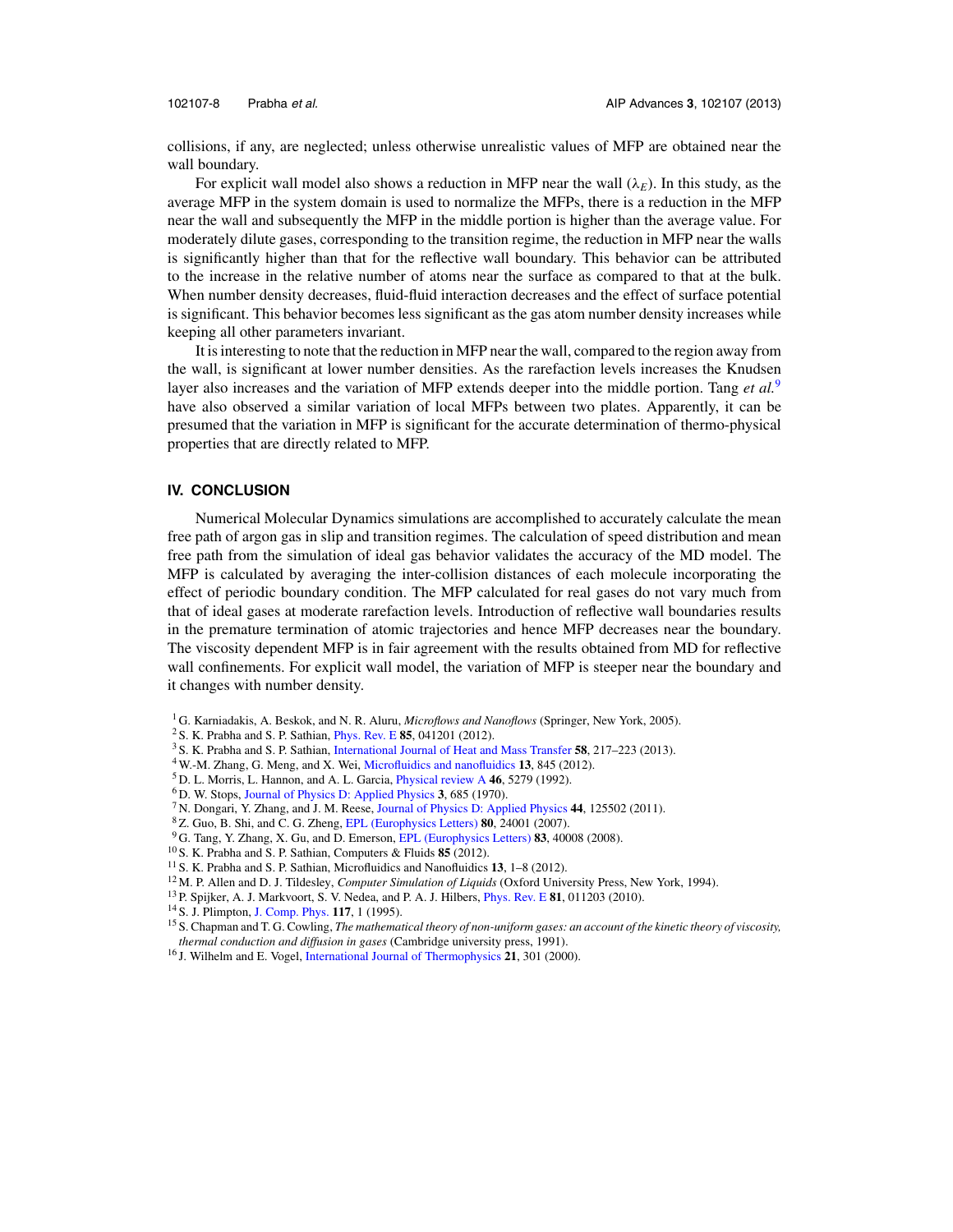collisions, if any, are neglected; unless otherwise unrealistic values of MFP are obtained near the wall boundary.

For explicit wall model also shows a reduction in MFP near the wall ($\lambda_E$). In this study, as the average MFP in the system domain is used to normalize the MFPs, there is a reduction in the MFP near the wall and subsequently the MFP in the middle portion is higher than the average value. For moderately dilute gases, corresponding to the transition regime, the reduction in MFP near the walls is significantly higher than that for the reflective wall boundary. This behavior can be attributed to the increase in the relative number of atoms near the surface as compared to that at the bulk. When number density decreases, fluid-fluid interaction decreases and the effect of surface potential is significant. This behavior becomes less significant as the gas atom number density increases while keeping all other parameters invariant.

It is interesting to note that the reduction in MFP near the wall, compared to the region away from the wall, is significant at lower number densities. As the rarefaction levels increases the Knudsen layer also increases and the variation of MFP extends deeper into the middle portion. Tang *et al.*[9] have also observed a similar variation of local MFPs between two plates. Apparently, it can be presumed that the variation in MFP is significant for the accurate determination of thermo-physical properties that are directly related to MFP.

## IV. CONCLUSION

Numerical Molecular Dynamics simulations are accomplished to accurately calculate the mean free path of argon gas in slip and transition regimes. The calculation of speed distribution and mean free path from the simulation of ideal gas behavior validates the accuracy of the MD model. The MFP is calculated by averaging the inter-collision distances of each molecule incorporating the effect of periodic boundary condition. The MFP calculated for real gases do not vary much from that of ideal gases at moderate rarefaction levels. Introduction of reflective wall boundaries results in the premature termination of atomic trajectories and hence MFP decreases near the boundary. The viscosity dependent MFP is in fair agreement with the results obtained from MD for reflective wall confinements. For explicit wall model, the variation of MFP is steeper near the boundary and it changes with number density.

[1] G. Karniadakis, A. Beskok, and N. R. Aluru, *Microflows and Nanoflows* (Springer, New York, 2005).
[2] S. K. Prabha and S. P. Sathian, Phys. Rev. E **85**, 041201 (2012).
[3] S. K. Prabha and S. P. Sathian, International Journal of Heat and Mass Transfer **58**, 217–223 (2013).
[4] W.-M. Zhang, G. Meng, and X. Wei, Microfluidics and nanofluidics **13**, 845 (2012).
[5] D. L. Morris, L. Hannon, and A. L. Garcia, Physical review A **46**, 5279 (1992).
[6] D. W. Stops, Journal of Physics D: Applied Physics **3**, 685 (1970).
[7] N. Dongari, Y. Zhang, and J. M. Reese, Journal of Physics D: Applied Physics **44**, 125502 (2011).
[8] Z. Guo, B. Shi, and C. G. Zheng, EPL (Europhysics Letters) **80**, 24001 (2007).
[9] G. Tang, Y. Zhang, X. Gu, and D. Emerson, EPL (Europhysics Letters) **83**, 40008 (2008).
[10] S. K. Prabha and S. P. Sathian, Computers & Fluids **85** (2012).
[11] S. K. Prabha and S. P. Sathian, Microfluidics and Nanofluidics **13**, 1–8 (2012).
[12] M. P. Allen and D. J. Tildesley, *Computer Simulation of Liquids* (Oxford University Press, New York, 1994).
[13] P. Spijker, A. J. Markvoort, S. V. Nedea, and P. A. J. Hilbers, Phys. Rev. E **81**, 011203 (2010).
[14] S. J. Plimpton, J. Comp. Phys. **117**, 1 (1995).
[15] S. Chapman and T. G. Cowling, *The mathematical theory of non-uniform gases: an account of the kinetic theory of viscosity, thermal conduction and diffusion in gases* (Cambridge university press, 1991).
[16] J. Wilhelm and E. Vogel, International Journal of Thermophysics **21**, 301 (2000).